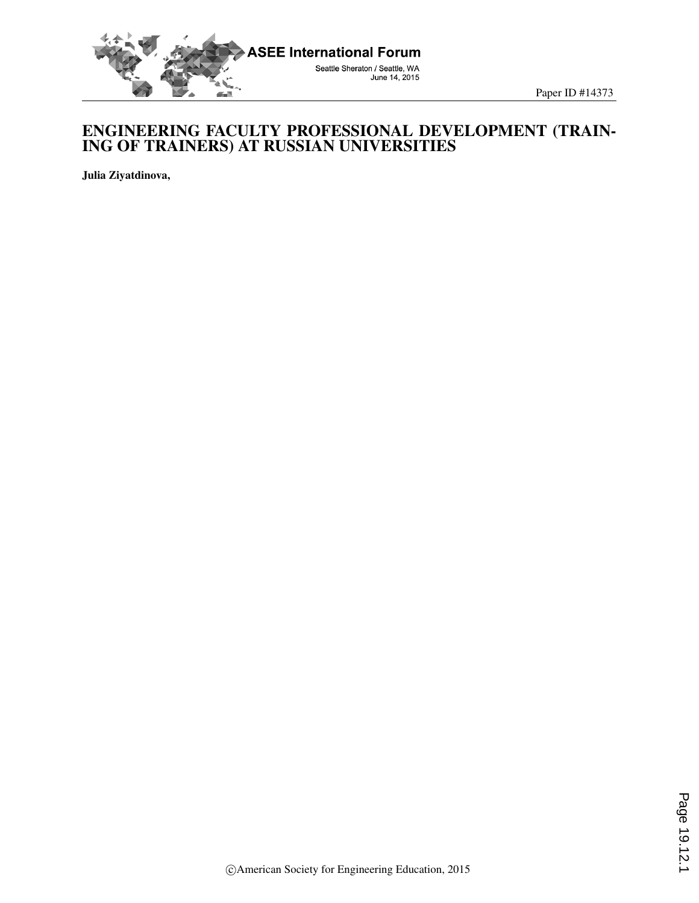# ENGINEERING FACULTY PROFESSIONAL DEVELOPMENT (TRAINING OF TRAINERS) AT RUSSIAN UNIVERSITIES

**Julia Ziyatdinova,**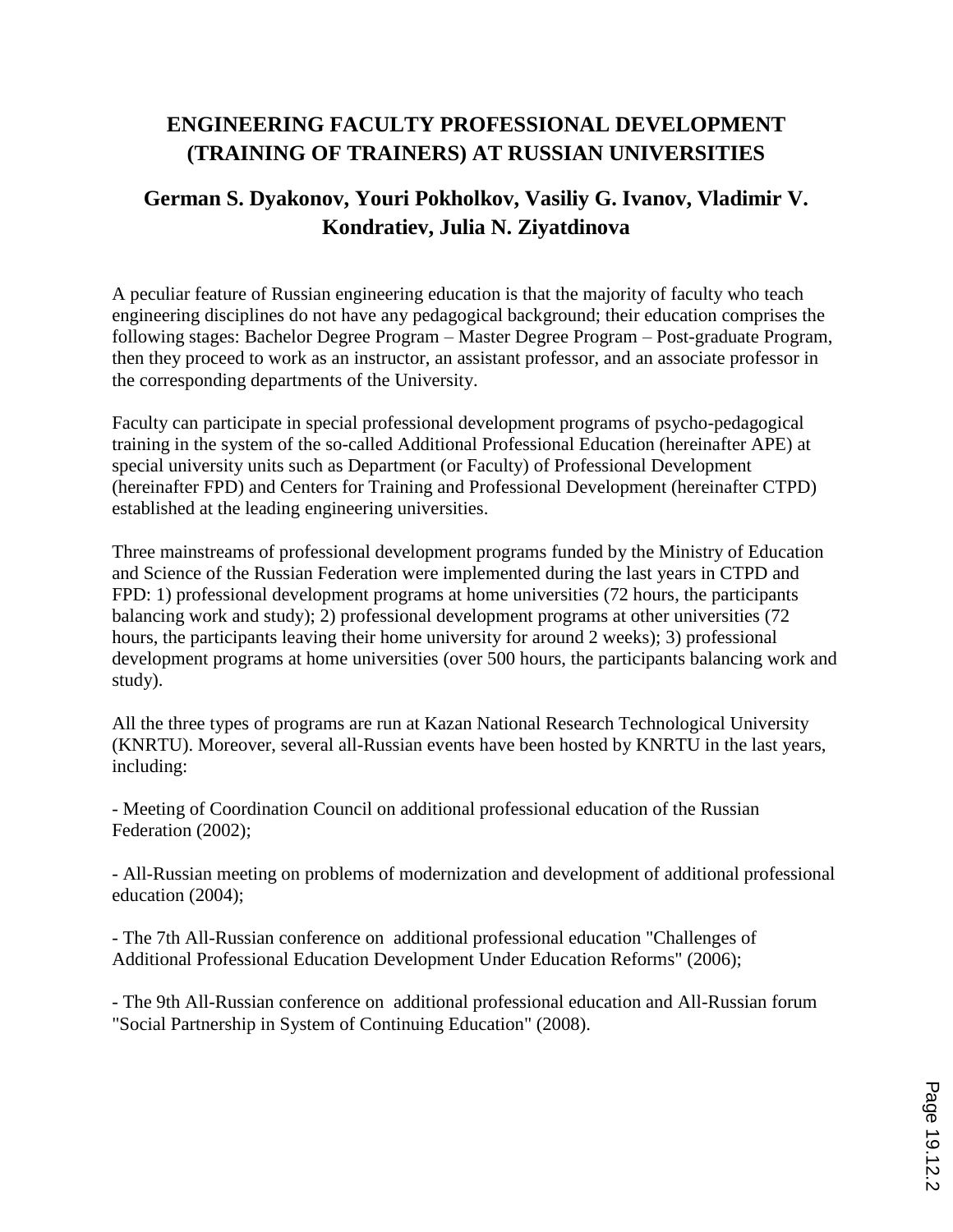# ENGINEERING FACULTY PROFESSIONAL DEVELOPMENT (TRAINING OF TRAINERS) AT RUSSIAN UNIVERSITIES

## German S. Dyakonov, Youri Pokholkov, Vasiliy G. Ivanov, Vladimir V. Kondratiev, Julia N. Ziyatdinova

A peculiar feature of Russian engineering education is that the majority of faculty who teach engineering disciplines do not have any pedagogical background; their education comprises the following stages: Bachelor Degree Program – Master Degree Program – Post-graduate Program, then they proceed to work as an instructor, an assistant professor, and an associate professor in the corresponding departments of the University.

Faculty can participate in special professional development programs of psycho-pedagogical training in the system of the so-called Additional Professional Education (hereinafter APE) at special university units such as Department (or Faculty) of Professional Development (hereinafter FPD) and Centers for Training and Professional Development (hereinafter CTPD) established at the leading engineering universities.

Three mainstreams of professional development programs funded by the Ministry of Education and Science of the Russian Federation were implemented during the last years in CTPD and FPD: 1) professional development programs at home universities (72 hours, the participants balancing work and study); 2) professional development programs at other universities (72 hours, the participants leaving their home university for around 2 weeks); 3) professional development programs at home universities (over 500 hours, the participants balancing work and study).

All the three types of programs are run at Kazan National Research Technological University (KNRTU). Moreover, several all-Russian events have been hosted by KNRTU in the last years, including:

- Meeting of Coordination Council on additional professional education of the Russian Federation (2002);

- All-Russian meeting on problems of modernization and development of additional professional education (2004);

- The 7th All-Russian conference on additional professional education "Challenges of Additional Professional Education Development Under Education Reforms" (2006);

- The 9th All-Russian conference on additional professional education and All-Russian forum "Social Partnership in System of Continuing Education" (2008).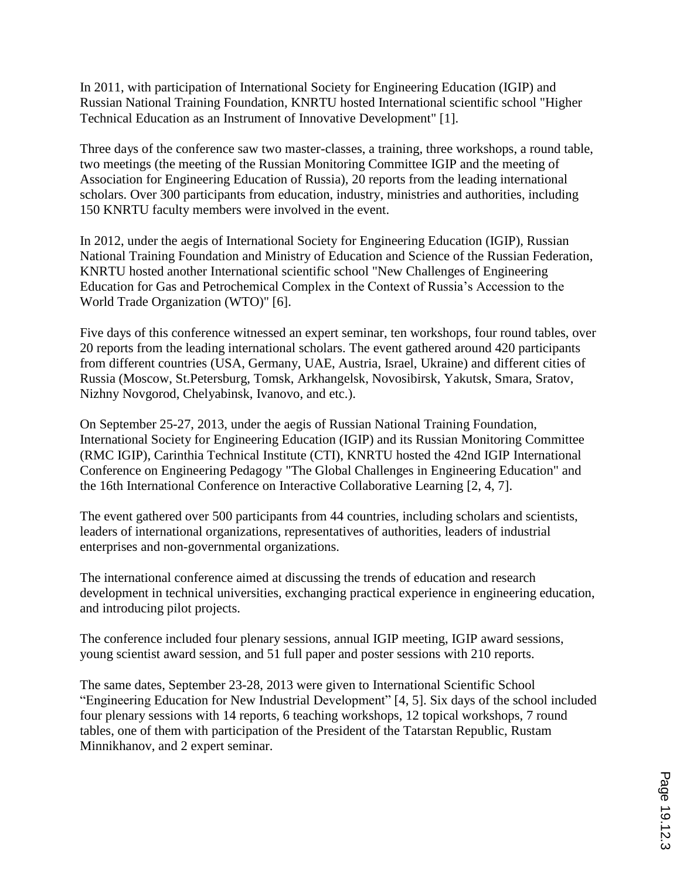In 2011, with participation of International Society for Engineering Education (IGIP) and Russian National Training Foundation, KNRTU hosted International scientific school "Higher Technical Education as an Instrument of Innovative Development" [1].

Three days of the conference saw two master-classes, a training, three workshops, a round table, two meetings (the meeting of the Russian Monitoring Committee IGIP and the meeting of Association for Engineering Education of Russia), 20 reports from the leading international scholars. Over 300 participants from education, industry, ministries and authorities, including 150 KNRTU faculty members were involved in the event.

In 2012, under the aegis of International Society for Engineering Education (IGIP), Russian National Training Foundation and Ministry of Education and Science of the Russian Federation, KNRTU hosted another International scientific school "New Challenges of Engineering Education for Gas and Petrochemical Complex in the Context of Russia's Accession to the World Trade Organization (WTO)" [6].

Five days of this conference witnessed an expert seminar, ten workshops, four round tables, over 20 reports from the leading international scholars. The event gathered around 420 participants from different countries (USA, Germany, UAE, Austria, Israel, Ukraine) and different cities of Russia (Moscow, St.Petersburg, Tomsk, Arkhangelsk, Novosibirsk, Yakutsk, Smara, Sratov, Nizhny Novgorod, Chelyabinsk, Ivanovo, and etc.).

On September 25-27, 2013, under the aegis of Russian National Training Foundation, International Society for Engineering Education (IGIP) and its Russian Monitoring Committee (RMC IGIP), Carinthia Technical Institute (CTI), KNRTU hosted the 42nd IGIP International Conference on Engineering Pedagogy "The Global Challenges in Engineering Education" and the 16th International Conference on Interactive Collaborative Learning [2, 4, 7].

The event gathered over 500 participants from 44 countries, including scholars and scientists, leaders of international organizations, representatives of authorities, leaders of industrial enterprises and non-governmental organizations.

The international conference aimed at discussing the trends of education and research development in technical universities, exchanging practical experience in engineering education, and introducing pilot projects.

The conference included four plenary sessions, annual IGIP meeting, IGIP award sessions, young scientist award session, and 51 full paper and poster sessions with 210 reports.

The same dates, September 23-28, 2013 were given to International Scientific School "Engineering Education for New Industrial Development" [4, 5]. Six days of the school included four plenary sessions with 14 reports, 6 teaching workshops, 12 topical workshops, 7 round tables, one of them with participation of the President of the Tatarstan Republic, Rustam Minnikhanov, and 2 expert seminar.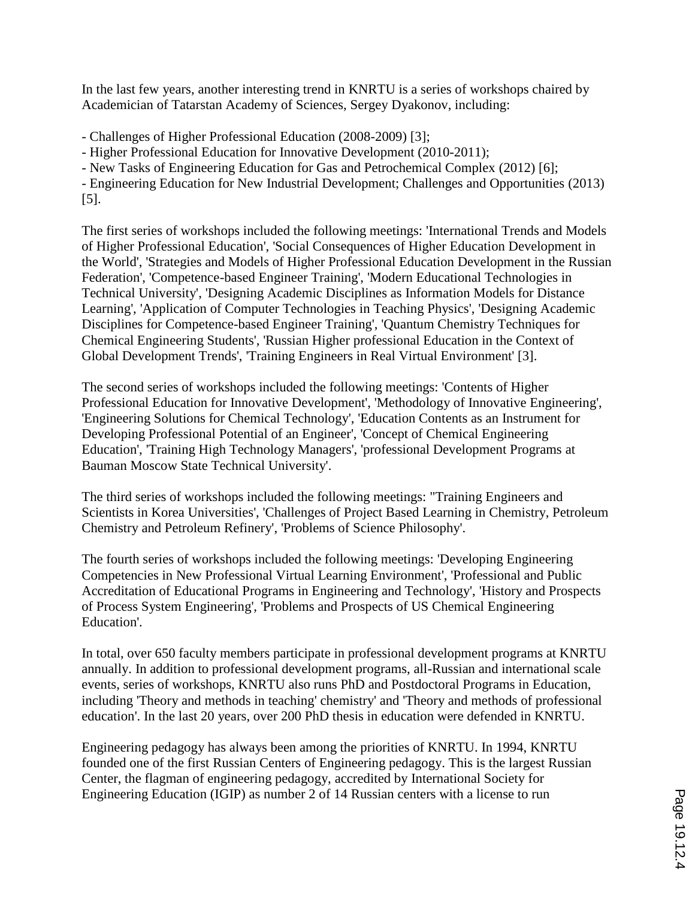In the last few years, another interesting trend in KNRTU is a series of workshops chaired by Academician of Tatarstan Academy of Sciences, Sergey Dyakonov, including:

- Challenges of Higher Professional Education (2008-2009) [3];
- Higher Professional Education for Innovative Development (2010-2011);
- New Tasks of Engineering Education for Gas and Petrochemical Complex (2012) [6];
- Engineering Education for New Industrial Development; Challenges and Opportunities (2013) [5].

The first series of workshops included the following meetings: 'International Trends and Models of Higher Professional Education', 'Social Consequences of Higher Education Development in the World', 'Strategies and Models of Higher Professional Education Development in the Russian Federation', 'Competence-based Engineer Training', 'Modern Educational Technologies in Technical University', 'Designing Academic Disciplines as Information Models for Distance Learning', 'Application of Computer Technologies in Teaching Physics', 'Designing Academic Disciplines for Competence-based Engineer Training', 'Quantum Chemistry Techniques for Chemical Engineering Students', 'Russian Higher professional Education in the Context of Global Development Trends', 'Training Engineers in Real Virtual Environment' [3].

The second series of workshops included the following meetings: 'Contents of Higher Professional Education for Innovative Development', 'Methodology of Innovative Engineering', 'Engineering Solutions for Chemical Technology', 'Education Contents as an Instrument for Developing Professional Potential of an Engineer', 'Concept of Chemical Engineering Education', 'Training High Technology Managers', 'professional Development Programs at Bauman Moscow State Technical University'.

The third series of workshops included the following meetings: "Training Engineers and Scientists in Korea Universities', 'Challenges of Project Based Learning in Chemistry, Petroleum Chemistry and Petroleum Refinery', 'Problems of Science Philosophy'.

The fourth series of workshops included the following meetings: 'Developing Engineering Competencies in New Professional Virtual Learning Environment', 'Professional and Public Accreditation of Educational Programs in Engineering and Technology', 'History and Prospects of Process System Engineering', 'Problems and Prospects of US Chemical Engineering Education'.

In total, over 650 faculty members participate in professional development programs at KNRTU annually. In addition to professional development programs, all-Russian and international scale events, series of workshops, KNRTU also runs PhD and Postdoctoral Programs in Education, including 'Theory and methods in teaching' chemistry' and 'Theory and methods of professional education'. In the last 20 years, over 200 PhD thesis in education were defended in KNRTU.

Engineering pedagogy has always been among the priorities of KNRTU. In 1994, KNRTU founded one of the first Russian Centers of Engineering pedagogy. This is the largest Russian Center, the flagman of engineering pedagogy, accredited by International Society for Engineering Education (IGIP) as number 2 of 14 Russian centers with a license to run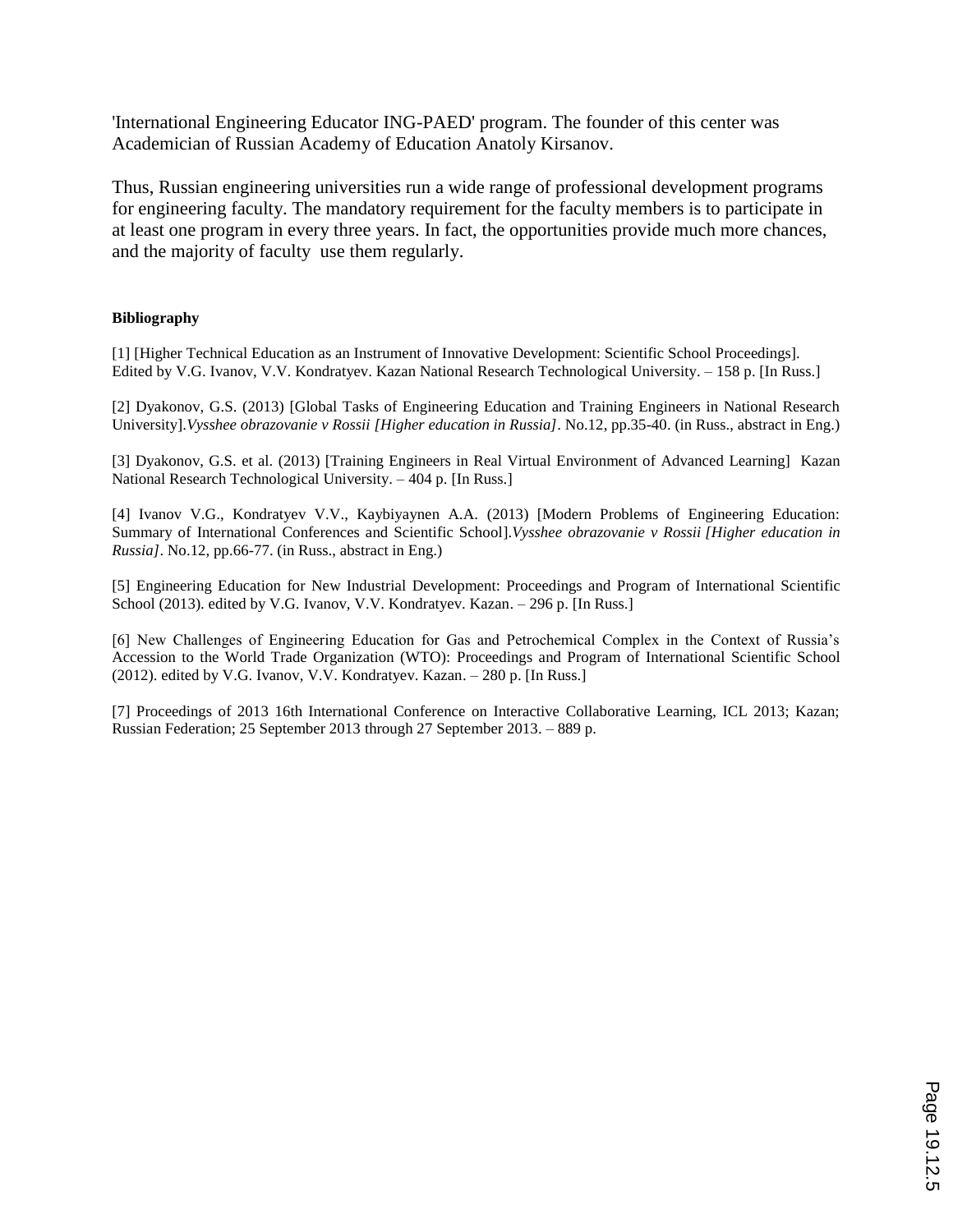'International Engineering Educator ING-PAED' program. The founder of this center was Academician of Russian Academy of Education Anatoly Kirsanov.

Thus, Russian engineering universities run a wide range of professional development programs for engineering faculty. The mandatory requirement for the faculty members is to participate in at least one program in every three years. In fact, the opportunities provide much more chances, and the majority of faculty use them regularly.

**Bibliography**

[1] [Higher Technical Education as an Instrument of Innovative Development: Scientific School Proceedings]. Edited by V.G. Ivanov, V.V. Kondratyev. Kazan National Research Technological University. – 158 p. [In Russ.]

[2] Dyakonov, G.S. (2013) [Global Tasks of Engineering Education and Training Engineers in National Research University].*Vysshee obrazovanie v Rossii [Higher education in Russia]*. No.12, pp.35-40. (in Russ., abstract in Eng.)

[3] Dyakonov, G.S. et al. (2013) [Training Engineers in Real Virtual Environment of Advanced Learning] Kazan National Research Technological University. – 404 p. [In Russ.]

[4] Ivanov V.G., Kondratyev V.V., Kaybiyaynen A.A. (2013) [Modern Problems of Engineering Education: Summary of International Conferences and Scientific School].*Vysshee obrazovanie v Rossii [Higher education in Russia]*. No.12, pp.66-77. (in Russ., abstract in Eng.)

[5] Engineering Education for New Industrial Development: Proceedings and Program of International Scientific School (2013). edited by V.G. Ivanov, V.V. Kondratyev. Kazan. – 296 p. [In Russ.]

[6] New Challenges of Engineering Education for Gas and Petrochemical Complex in the Context of Russia's Accession to the World Trade Organization (WTO): Proceedings and Program of International Scientific School (2012). edited by V.G. Ivanov, V.V. Kondratyev. Kazan. – 280 p. [In Russ.]

[7] Proceedings of 2013 16th International Conference on Interactive Collaborative Learning, ICL 2013; Kazan; Russian Federation; 25 September 2013 through 27 September 2013. – 889 p.